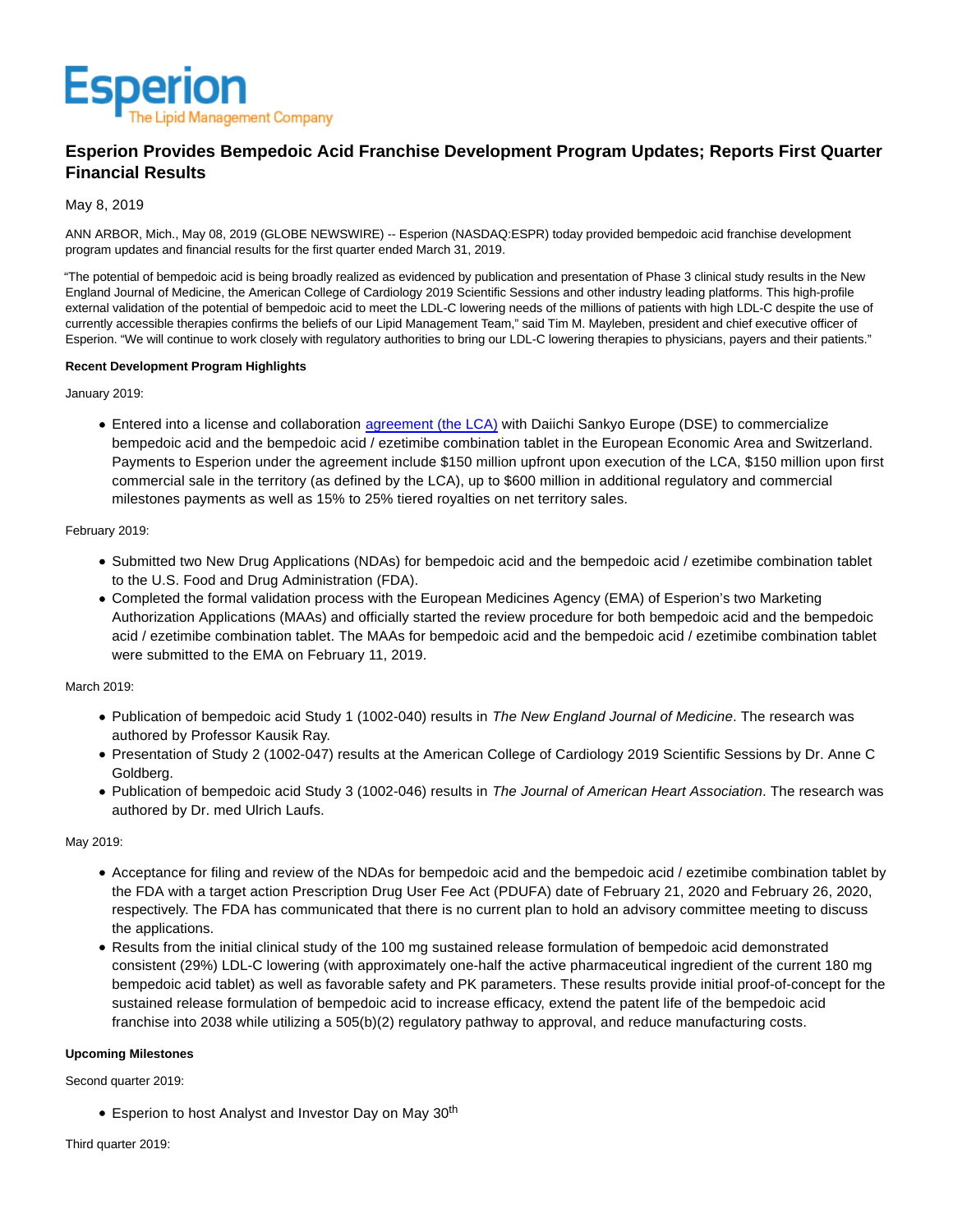Esperion
The Lipid Management Company

# Esperion Provides Bempedoic Acid Franchise Development Program Updates; Reports First Quarter Financial Results

May 8, 2019

ANN ARBOR, Mich., May 08, 2019 (GLOBE NEWSWIRE) -- Esperion (NASDAQ:ESPR) today provided bempedoic acid franchise development program updates and financial results for the first quarter ended March 31, 2019.

"The potential of bempedoic acid is being broadly realized as evidenced by publication and presentation of Phase 3 clinical study results in the New England Journal of Medicine, the American College of Cardiology 2019 Scientific Sessions and other industry leading platforms. This high-profile external validation of the potential of bempedoic acid to meet the LDL-C lowering needs of the millions of patients with high LDL-C despite the use of currently accessible therapies confirms the beliefs of our Lipid Management Team," said Tim M. Mayleben, president and chief executive officer of Esperion. "We will continue to work closely with regulatory authorities to bring our LDL-C lowering therapies to physicians, payers and their patients."

**Recent Development Program Highlights**

January 2019:

- Entered into a license and collaboration agreement (the LCA) with Daiichi Sankyo Europe (DSE) to commercialize bempedoic acid and the bempedoic acid / ezetimibe combination tablet in the European Economic Area and Switzerland. Payments to Esperion under the agreement include $150 million upfront upon execution of the LCA, $150 million upon first commercial sale in the territory (as defined by the LCA), up to $600 million in additional regulatory and commercial milestones payments as well as 15% to 25% tiered royalties on net territory sales.

February 2019:

- Submitted two New Drug Applications (NDAs) for bempedoic acid and the bempedoic acid / ezetimibe combination tablet to the U.S. Food and Drug Administration (FDA).
- Completed the formal validation process with the European Medicines Agency (EMA) of Esperion's two Marketing Authorization Applications (MAAs) and officially started the review procedure for both bempedoic acid and the bempedoic acid / ezetimibe combination tablet. The MAAs for bempedoic acid and the bempedoic acid / ezetimibe combination tablet were submitted to the EMA on February 11, 2019.

March 2019:

- Publication of bempedoic acid Study 1 (1002-040) results in *The New England Journal of Medicine*. The research was authored by Professor Kausik Ray.
- Presentation of Study 2 (1002-047) results at the American College of Cardiology 2019 Scientific Sessions by Dr. Anne C Goldberg.
- Publication of bempedoic acid Study 3 (1002-046) results in *The Journal of American Heart Association*. The research was authored by Dr. med Ulrich Laufs.

May 2019:

- Acceptance for filing and review of the NDAs for bempedoic acid and the bempedoic acid / ezetimibe combination tablet by the FDA with a target action Prescription Drug User Fee Act (PDUFA) date of February 21, 2020 and February 26, 2020, respectively. The FDA has communicated that there is no current plan to hold an advisory committee meeting to discuss the applications.
- Results from the initial clinical study of the 100 mg sustained release formulation of bempedoic acid demonstrated consistent (29%) LDL-C lowering (with approximately one-half the active pharmaceutical ingredient of the current 180 mg bempedoic acid tablet) as well as favorable safety and PK parameters. These results provide initial proof-of-concept for the sustained release formulation of bempedoic acid to increase efficacy, extend the patent life of the bempedoic acid franchise into 2038 while utilizing a 505(b)(2) regulatory pathway to approval, and reduce manufacturing costs.

**Upcoming Milestones**

Second quarter 2019:

- Esperion to host Analyst and Investor Day on May 30th

Third quarter 2019: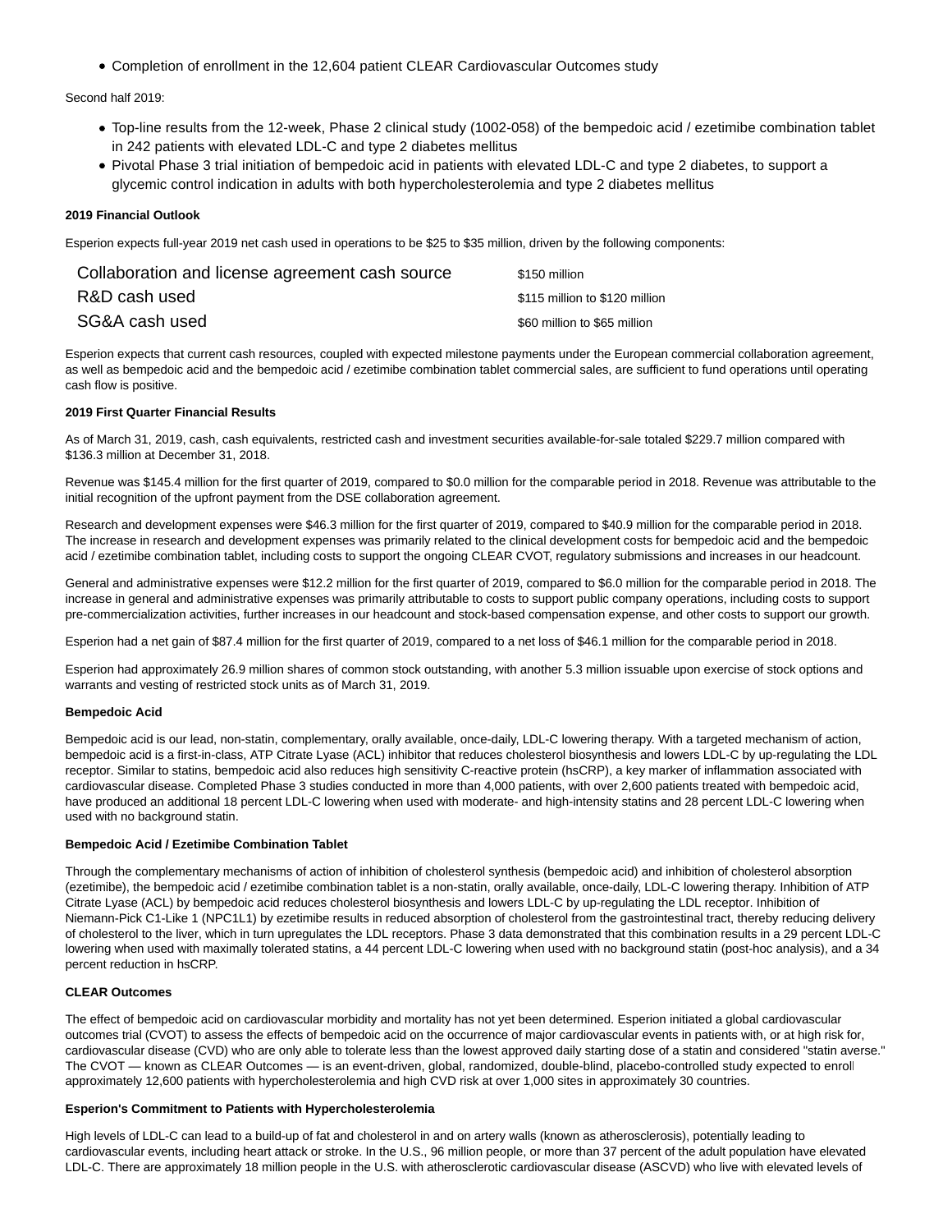- Completion of enrollment in the 12,604 patient CLEAR Cardiovascular Outcomes study

Second half 2019:

- Top-line results from the 12-week, Phase 2 clinical study (1002-058) of the bempedoic acid / ezetimibe combination tablet in 242 patients with elevated LDL-C and type 2 diabetes mellitus
- Pivotal Phase 3 trial initiation of bempedoic acid in patients with elevated LDL-C and type 2 diabetes, to support a glycemic control indication in adults with both hypercholesterolemia and type 2 diabetes mellitus

**2019 Financial Outlook**

Esperion expects full-year 2019 net cash used in operations to be $25 to $35 million, driven by the following components:

| | |
|---|---|
| Collaboration and license agreement cash source | $150 million |
| R&D cash used | $115 million to $120 million |
| SG&A cash used | $60 million to $65 million |

Esperion expects that current cash resources, coupled with expected milestone payments under the European commercial collaboration agreement, as well as bempedoic acid and the bempedoic acid / ezetimibe combination tablet commercial sales, are sufficient to fund operations until operating cash flow is positive.

**2019 First Quarter Financial Results**

As of March 31, 2019, cash, cash equivalents, restricted cash and investment securities available-for-sale totaled $229.7 million compared with $136.3 million at December 31, 2018.

Revenue was $145.4 million for the first quarter of 2019, compared to $0.0 million for the comparable period in 2018. Revenue was attributable to the initial recognition of the upfront payment from the DSE collaboration agreement.

Research and development expenses were $46.3 million for the first quarter of 2019, compared to $40.9 million for the comparable period in 2018. The increase in research and development expenses was primarily related to the clinical development costs for bempedoic acid and the bempedoic acid / ezetimibe combination tablet, including costs to support the ongoing CLEAR CVOT, regulatory submissions and increases in our headcount.

General and administrative expenses were $12.2 million for the first quarter of 2019, compared to $6.0 million for the comparable period in 2018. The increase in general and administrative expenses was primarily attributable to costs to support public company operations, including costs to support pre-commercialization activities, further increases in our headcount and stock-based compensation expense, and other costs to support our growth.

Esperion had a net gain of $87.4 million for the first quarter of 2019, compared to a net loss of $46.1 million for the comparable period in 2018.

Esperion had approximately 26.9 million shares of common stock outstanding, with another 5.3 million issuable upon exercise of stock options and warrants and vesting of restricted stock units as of March 31, 2019.

**Bempedoic Acid**

Bempedoic acid is our lead, non-statin, complementary, orally available, once-daily, LDL-C lowering therapy. With a targeted mechanism of action, bempedoic acid is a first-in-class, ATP Citrate Lyase (ACL) inhibitor that reduces cholesterol biosynthesis and lowers LDL-C by up-regulating the LDL receptor. Similar to statins, bempedoic acid also reduces high sensitivity C-reactive protein (hsCRP), a key marker of inflammation associated with cardiovascular disease. Completed Phase 3 studies conducted in more than 4,000 patients, with over 2,600 patients treated with bempedoic acid, have produced an additional 18 percent LDL-C lowering when used with moderate- and high-intensity statins and 28 percent LDL-C lowering when used with no background statin.

**Bempedoic Acid / Ezetimibe Combination Tablet**

Through the complementary mechanisms of action of inhibition of cholesterol synthesis (bempedoic acid) and inhibition of cholesterol absorption (ezetimibe), the bempedoic acid / ezetimibe combination tablet is a non-statin, orally available, once-daily, LDL-C lowering therapy. Inhibition of ATP Citrate Lyase (ACL) by bempedoic acid reduces cholesterol biosynthesis and lowers LDL-C by up-regulating the LDL receptor. Inhibition of Niemann-Pick C1-Like 1 (NPC1L1) by ezetimibe results in reduced absorption of cholesterol from the gastrointestinal tract, thereby reducing delivery of cholesterol to the liver, which in turn upregulates the LDL receptors. Phase 3 data demonstrated that this combination results in a 29 percent LDL-C lowering when used with maximally tolerated statins, a 44 percent LDL-C lowering when used with no background statin (post-hoc analysis), and a 34 percent reduction in hsCRP.

**CLEAR Outcomes**

The effect of bempedoic acid on cardiovascular morbidity and mortality has not yet been determined. Esperion initiated a global cardiovascular outcomes trial (CVOT) to assess the effects of bempedoic acid on the occurrence of major cardiovascular events in patients with, or at high risk for, cardiovascular disease (CVD) who are only able to tolerate less than the lowest approved daily starting dose of a statin and considered "statin averse." The CVOT — known as CLEAR Outcomes — is an event-driven, global, randomized, double-blind, placebo-controlled study expected to enroll approximately 12,600 patients with hypercholesterolemia and high CVD risk at over 1,000 sites in approximately 30 countries.

**Esperion's Commitment to Patients with Hypercholesterolemia**

High levels of LDL-C can lead to a build-up of fat and cholesterol in and on artery walls (known as atherosclerosis), potentially leading to cardiovascular events, including heart attack or stroke. In the U.S., 96 million people, or more than 37 percent of the adult population have elevated LDL-C. There are approximately 18 million people in the U.S. with atherosclerotic cardiovascular disease (ASCVD) who live with elevated levels of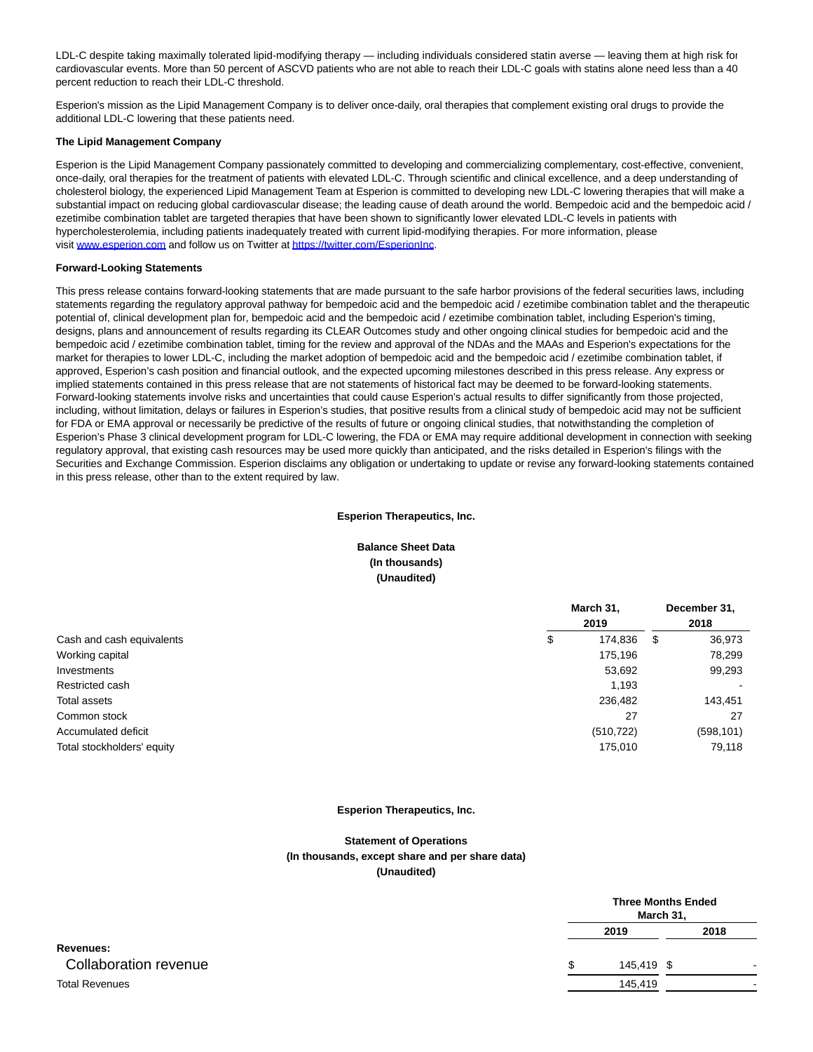LDL-C despite taking maximally tolerated lipid-modifying therapy — including individuals considered statin averse — leaving them at high risk for cardiovascular events. More than 50 percent of ASCVD patients who are not able to reach their LDL-C goals with statins alone need less than a 40 percent reduction to reach their LDL-C threshold.

Esperion's mission as the Lipid Management Company is to deliver once-daily, oral therapies that complement existing oral drugs to provide the additional LDL-C lowering that these patients need.

**The Lipid Management Company**

Esperion is the Lipid Management Company passionately committed to developing and commercializing complementary, cost-effective, convenient, once-daily, oral therapies for the treatment of patients with elevated LDL-C. Through scientific and clinical excellence, and a deep understanding of cholesterol biology, the experienced Lipid Management Team at Esperion is committed to developing new LDL-C lowering therapies that will make a substantial impact on reducing global cardiovascular disease; the leading cause of death around the world. Bempedoic acid and the bempedoic acid / ezetimibe combination tablet are targeted therapies that have been shown to significantly lower elevated LDL-C levels in patients with hypercholesterolemia, including patients inadequately treated with current lipid-modifying therapies. For more information, please visit www.esperion.com and follow us on Twitter at https://twitter.com/EsperionInc.

**Forward-Looking Statements**

This press release contains forward-looking statements that are made pursuant to the safe harbor provisions of the federal securities laws, including statements regarding the regulatory approval pathway for bempedoic acid and the bempedoic acid / ezetimibe combination tablet and the therapeutic potential of, clinical development plan for, bempedoic acid and the bempedoic acid / ezetimibe combination tablet, including Esperion's timing, designs, plans and announcement of results regarding its CLEAR Outcomes study and other ongoing clinical studies for bempedoic acid and the bempedoic acid / ezetimibe combination tablet, timing for the review and approval of the NDAs and the MAAs and Esperion's expectations for the market for therapies to lower LDL-C, including the market adoption of bempedoic acid and the bempedoic acid / ezetimibe combination tablet, if approved, Esperion's cash position and financial outlook, and the expected upcoming milestones described in this press release. Any express or implied statements contained in this press release that are not statements of historical fact may be deemed to be forward-looking statements. Forward-looking statements involve risks and uncertainties that could cause Esperion's actual results to differ significantly from those projected, including, without limitation, delays or failures in Esperion's studies, that positive results from a clinical study of bempedoic acid may not be sufficient for FDA or EMA approval or necessarily be predictive of the results of future or ongoing clinical studies, that notwithstanding the completion of Esperion's Phase 3 clinical development program for LDL-C lowering, the FDA or EMA may require additional development in connection with seeking regulatory approval, that existing cash resources may be used more quickly than anticipated, and the risks detailed in Esperion's filings with the Securities and Exchange Commission. Esperion disclaims any obligation or undertaking to update or revise any forward-looking statements contained in this press release, other than to the extent required by law.

**Esperion Therapeutics, Inc.**

**Balance Sheet Data**
**(In thousands)**
**(Unaudited)**

| | March 31, 2019 | December 31, 2018 |
|---|---|---|
| Cash and cash equivalents | $ 174,836 | $ 36,973 |
| Working capital | 175,196 | 78,299 |
| Investments | 53,692 | 99,293 |
| Restricted cash | 1,193 | - |
| Total assets | 236,482 | 143,451 |
| Common stock | 27 | 27 |
| Accumulated deficit | (510,722) | (598,101) |
| Total stockholders' equity | 175,010 | 79,118 |

**Esperion Therapeutics, Inc.**

**Statement of Operations**
**(In thousands, except share and per share data)**
**(Unaudited)**

| | Three Months Ended March 31, | |
|---|---|---|
| | 2019 | 2018 |
| **Revenues:** | | |
| Collaboration revenue | $ 145,419 | $ - |
| Total Revenues | 145,419 | - |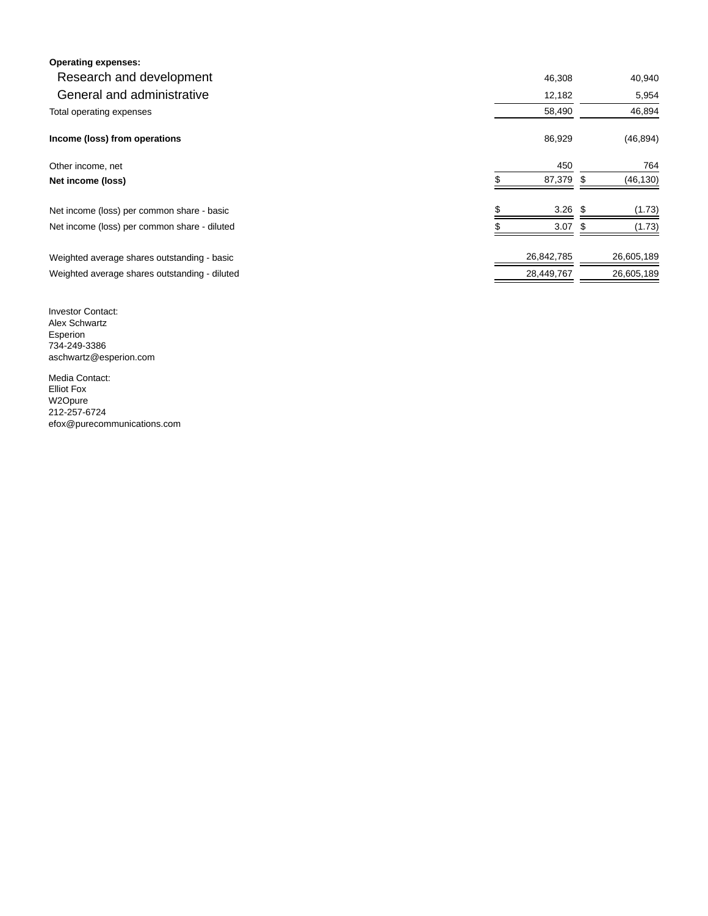| | | |
|---|---|---|
| **Operating expenses:** | | |
| Research and development | 46,308 | 40,940 |
| General and administrative | 12,182 | 5,954 |
| Total operating expenses | 58,490 | 46,894 |
| **Income (loss) from operations** | 86,929 | (46,894) |
| Other income, net | 450 | 764 |
| **Net income (loss)** | $ 87,379 | $ (46,130) |
| Net income (loss) per common share - basic | $ 3.26 | $ (1.73) |
| Net income (loss) per common share - diluted | $ 3.07 | $ (1.73) |
| Weighted average shares outstanding - basic | 26,842,785 | 26,605,189 |
| Weighted average shares outstanding - diluted | 28,449,767 | 26,605,189 |

Investor Contact:
Alex Schwartz
Esperion
734-249-3386
aschwartz@esperion.com

Media Contact:
Elliot Fox
W2Opure
212-257-6724
efox@purecommunications.com